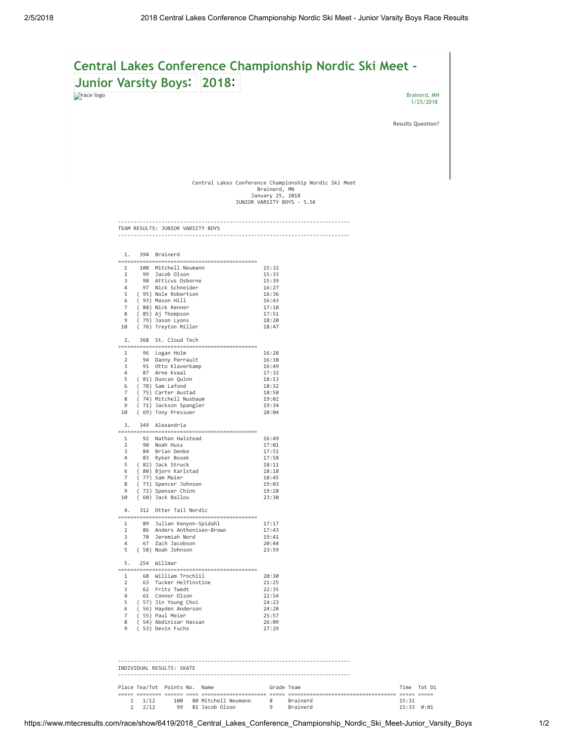# Central Lakes Conference Championship Nordic Ski Meet - Junior Varsity Boys 2018

race logo

Brainerd, MN
1/25/2018

Results Question?

Central Lakes Conference Championship Nordic Ski Meet
Brainerd, MN
January 25, 2018
JUNIOR VARSITY BOYS - 5.5K

## TEAM RESULTS: JUNIOR VARSITY BOYS

### 1. 394 Brainerd

| | Points | Name | Time |
|---|---|---|---|
| 1 | 100 | Mitchell Neumann | 15:32 |
| 2 | 99 | Jacob Olson | 15:33 |
| 3 | 98 | Atticus Osborne | 15:39 |
| 4 | 97 | Nick Schneider | 16:27 |
| 5 | ( 95) | Nole Robertson | 16:36 |
| 6 | ( 93) | Mason Hill | 16:43 |
| 7 | ( 88) | Nick Renner | 17:18 |
| 8 | ( 85) | Aj Thompson | 17:51 |
| 9 | ( 79) | Jason Lyons | 18:20 |
| 10 | ( 76) | Treyton Miller | 18:47 |

### 2. 368 St. Cloud Tech

| | Points | Name | Time |
|---|---|---|---|
| 1 | 96 | Logan Holm | 16:28 |
| 2 | 94 | Danny Perrault | 16:38 |
| 3 | 91 | Otto Klaverkamp | 16:49 |
| 4 | 87 | Arne Kvaal | 17:32 |
| 5 | ( 81) | Duncan Quinn | 18:13 |
| 6 | ( 78) | Sam Lafond | 18:32 |
| 7 | ( 75) | Carter Austad | 18:58 |
| 8 | ( 74) | Mitchell Nusbaum | 19:02 |
| 9 | ( 71) | Jackson Spangler | 19:34 |
| 10 | ( 69) | Tony Pressuer | 20:04 |

### 3. 349 Alexandria

| | Points | Name | Time |
|---|---|---|---|
| 1 | 92 | Nathan Halstead | 16:49 |
| 2 | 90 | Noah Huss | 17:01 |
| 3 | 84 | Brian Denke | 17:51 |
| 4 | 83 | Ryker Bosek | 17:58 |
| 5 | ( 82) | Jack Struck | 18:11 |
| 6 | ( 80) | Bjorn Karlstad | 18:18 |
| 7 | ( 77) | Sam Maier | 18:45 |
| 8 | ( 73) | Spencer Johnson | 19:03 |
| 9 | ( 72) | Spenser Chinn | 19:28 |
| 10 | ( 60) | Jack Ballou | 23:30 |

### 4. 312 Otter Tail Nordic

| | Points | Name | Time |
|---|---|---|---|
| 1 | 89 | Julian Kenyon-Spidahl | 17:17 |
| 2 | 86 | Anders Anthonisen-Brown | 17:43 |
| 3 | 70 | Jeremiah Nord | 19:41 |
| 4 | 67 | Zach Jacobson | 20:44 |
| 5 | ( 58) | Noah Johnson | 23:59 |

### 5. 254 Willmar

| | Points | Name | Time |
|---|---|---|---|
| 1 | 68 | William Trochlil | 20:30 |
| 2 | 63 | Tucker Helfinstine | 21:25 |
| 3 | 62 | Fritz Twedt | 22:35 |
| 4 | 61 | Connor Olson | 22:54 |
| 5 | ( 57) | Jin Young Choi | 24:23 |
| 6 | ( 56) | Hayden Anderson | 24:28 |
| 7 | ( 55) | Paul Meier | 25:57 |
| 8 | ( 54) | Abdinisar Hassan | 26:09 |
| 9 | ( 53) | Devin Fuchs | 27:29 |

## INDIVIDUAL RESULTS: SKATE

| Place | Tea/Tot | Points | No. | Name | Grade | Team | Time | Tot Di |
|---|---|---|---|---|---|---|---|---|
| 1 | 1/12 | 100 | 80 | Mitchell Neumann | 8 | Brainerd | 15:32 | |
| 2 | 2/12 | 99 | 81 | Jacob Olson | 9 | Brainerd | 15:33 | 0:01 |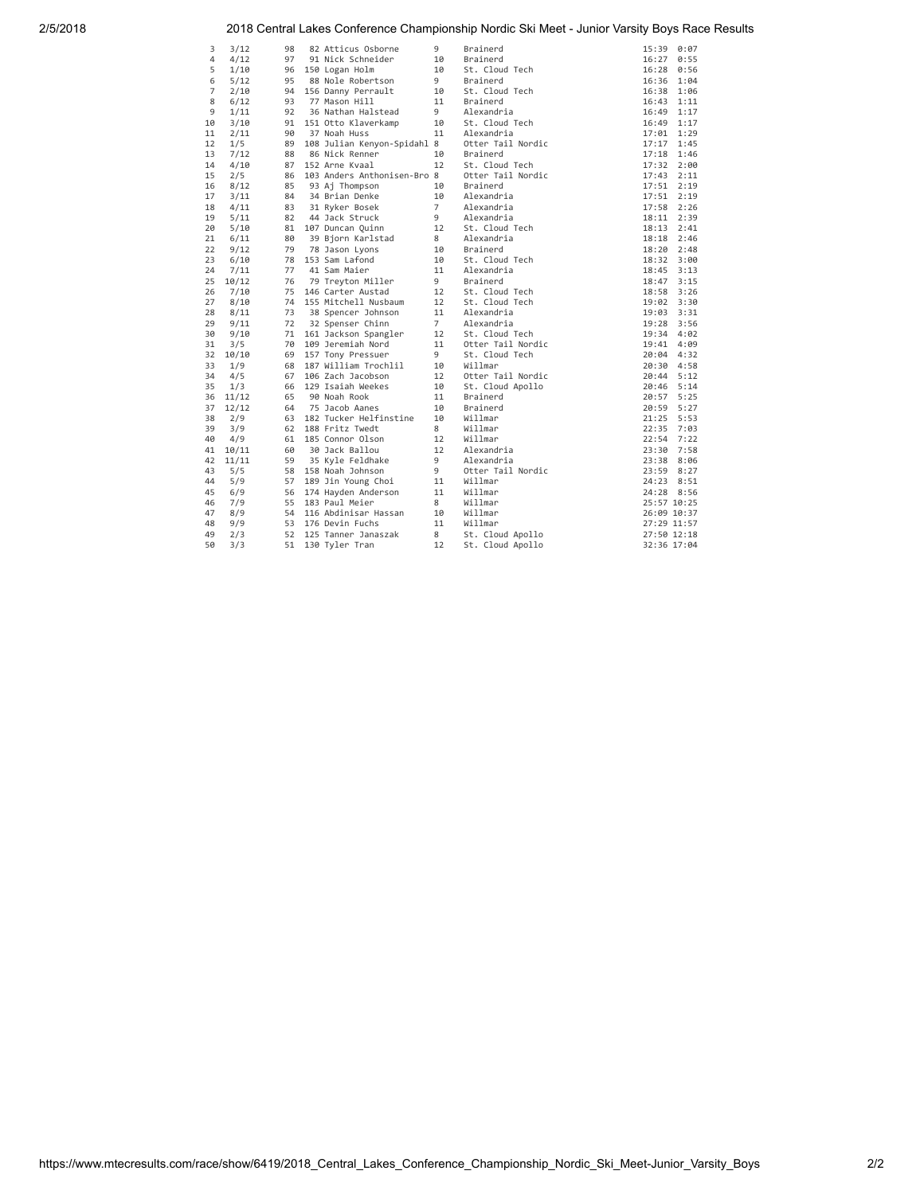| | | | | | | | |
|---|---|---|---|---|---|---|---|
| 3 | 3/12 | 98 | 82 Atticus Osborne | 9 | Brainerd | 15:39 | 0:07 |
| 4 | 4/12 | 97 | 91 Nick Schneider | 10 | Brainerd | 16:27 | 0:55 |
| 5 | 1/10 | 96 | 150 Logan Holm | 10 | St. Cloud Tech | 16:28 | 0:56 |
| 6 | 5/12 | 95 | 88 Nole Robertson | 9 | Brainerd | 16:36 | 1:04 |
| 7 | 2/10 | 94 | 156 Danny Perrault | 10 | St. Cloud Tech | 16:38 | 1:06 |
| 8 | 6/12 | 93 | 77 Mason Hill | 11 | Brainerd | 16:43 | 1:11 |
| 9 | 1/11 | 92 | 36 Nathan Halstead | 9 | Alexandria | 16:49 | 1:17 |
| 10 | 3/10 | 91 | 151 Otto Klaverkamp | 10 | St. Cloud Tech | 16:49 | 1:17 |
| 11 | 2/11 | 90 | 37 Noah Huss | 11 | Alexandria | 17:01 | 1:29 |
| 12 | 1/5 | 89 | 108 Julian Kenyon-Spidahl | 8 | Otter Tail Nordic | 17:17 | 1:45 |
| 13 | 7/12 | 88 | 86 Nick Renner | 10 | Brainerd | 17:18 | 1:46 |
| 14 | 4/10 | 87 | 152 Arne Kvaal | 12 | St. Cloud Tech | 17:32 | 2:00 |
| 15 | 2/5 | 86 | 103 Anders Anthonisen-Bro | 8 | Otter Tail Nordic | 17:43 | 2:11 |
| 16 | 8/12 | 85 | 93 Aj Thompson | 10 | Brainerd | 17:51 | 2:19 |
| 17 | 3/11 | 84 | 34 Brian Denke | 10 | Alexandria | 17:51 | 2:19 |
| 18 | 4/11 | 83 | 31 Ryker Bosek | 7 | Alexandria | 17:58 | 2:26 |
| 19 | 5/11 | 82 | 44 Jack Struck | 9 | Alexandria | 18:11 | 2:39 |
| 20 | 5/10 | 81 | 107 Duncan Quinn | 12 | St. Cloud Tech | 18:13 | 2:41 |
| 21 | 6/11 | 80 | 39 Bjorn Karlstad | 8 | Alexandria | 18:18 | 2:46 |
| 22 | 9/12 | 79 | 78 Jason Lyons | 10 | Brainerd | 18:20 | 2:48 |
| 23 | 6/10 | 78 | 153 Sam Lafond | 10 | St. Cloud Tech | 18:32 | 3:00 |
| 24 | 7/11 | 77 | 41 Sam Maier | 11 | Alexandria | 18:45 | 3:13 |
| 25 | 10/12 | 76 | 79 Treyton Miller | 9 | Brainerd | 18:47 | 3:15 |
| 26 | 7/10 | 75 | 146 Carter Austad | 12 | St. Cloud Tech | 18:58 | 3:26 |
| 27 | 8/10 | 74 | 155 Mitchell Nusbaum | 12 | St. Cloud Tech | 19:02 | 3:30 |
| 28 | 8/11 | 73 | 38 Spencer Johnson | 11 | Alexandria | 19:03 | 3:31 |
| 29 | 9/11 | 72 | 32 Spenser Chinn | 7 | Alexandria | 19:28 | 3:56 |
| 30 | 9/10 | 71 | 161 Jackson Spangler | 12 | St. Cloud Tech | 19:34 | 4:02 |
| 31 | 3/5 | 70 | 109 Jeremiah Nord | 11 | Otter Tail Nordic | 19:41 | 4:09 |
| 32 | 10/10 | 69 | 157 Tony Pressuer | 9 | St. Cloud Tech | 20:04 | 4:32 |
| 33 | 1/9 | 68 | 187 William Trochlil | 10 | Willmar | 20:30 | 4:58 |
| 34 | 4/5 | 67 | 106 Zach Jacobson | 12 | Otter Tail Nordic | 20:44 | 5:12 |
| 35 | 1/3 | 66 | 129 Isaiah Weekes | 10 | St. Cloud Apollo | 20:46 | 5:14 |
| 36 | 11/12 | 65 | 90 Noah Rook | 11 | Brainerd | 20:57 | 5:25 |
| 37 | 12/12 | 64 | 75 Jacob Aanes | 10 | Brainerd | 20:59 | 5:27 |
| 38 | 2/9 | 63 | 182 Tucker Helfinstine | 10 | Willmar | 21:25 | 5:53 |
| 39 | 3/9 | 62 | 188 Fritz Twedt | 8 | Willmar | 22:35 | 7:03 |
| 40 | 4/9 | 61 | 185 Connor Olson | 12 | Willmar | 22:54 | 7:22 |
| 41 | 10/11 | 60 | 30 Jack Ballou | 12 | Alexandria | 23:30 | 7:58 |
| 42 | 11/11 | 59 | 35 Kyle Feldhake | 9 | Alexandria | 23:38 | 8:06 |
| 43 | 5/5 | 58 | 158 Noah Johnson | 9 | Otter Tail Nordic | 23:59 | 8:27 |
| 44 | 5/9 | 57 | 189 Jin Young Choi | 11 | Willmar | 24:23 | 8:51 |
| 45 | 6/9 | 56 | 174 Hayden Anderson | 11 | Willmar | 24:28 | 8:56 |
| 46 | 7/9 | 55 | 183 Paul Meier | 8 | Willmar | 25:57 | 10:25 |
| 47 | 8/9 | 54 | 116 Abdinisar Hassan | 10 | Willmar | 26:09 | 10:37 |
| 48 | 9/9 | 53 | 176 Devin Fuchs | 11 | Willmar | 27:29 | 11:57 |
| 49 | 2/3 | 52 | 125 Tanner Janaszak | 8 | St. Cloud Apollo | 27:50 | 12:18 |
| 50 | 3/3 | 51 | 130 Tyler Tran | 12 | St. Cloud Apollo | 32:36 | 17:04 |